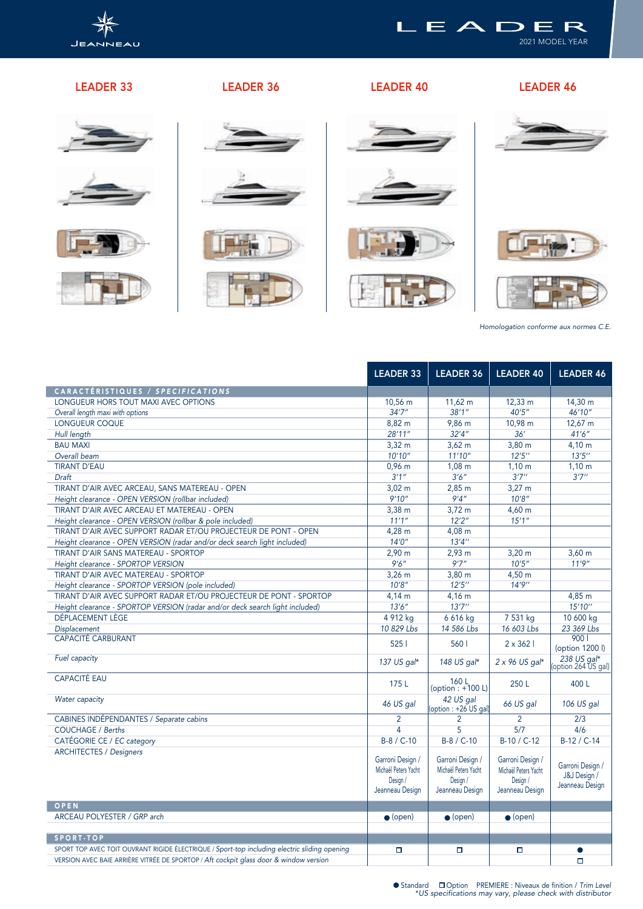# LEADER

2021 MODEL YEAR

## LEADER 33 — LEADER 36 — LEADER 40 — LEADER 46

*Homologation conforme aux normes C.E.*

| | LEADER 33 | LEADER 36 | LEADER 40 | LEADER 46 |
|---|---|---|---|---|
| **CARACTÉRISTIQUES / SPECIFICATIONS** | | | | |
| LONGUEUR HORS TOUT MAXI AVEC OPTIONS | 10,56 m | 11,62 m | 12,33 m | 14,30 m |
| *Overall length maxi with options* | *34'7"* | *38'1"* | *40'5"* | *46'10"* |
| LONGUEUR COQUE | 8,82 m | 9,86 m | 10,98 m | 12,67 m |
| *Hull length* | *28'11"* | *32'4"* | *36'* | *41'6"* |
| BAU MAXI | 3,32 m | 3,62 m | 3,80 m | 4,10 m |
| *Overall beam* | *10'10"* | *11'10"* | *12'5"* | *13'5"* |
| TIRANT D'EAU | 0,96 m | 1,08 m | 1,10 m | 1,10 m |
| *Draft* | *3'1"* | *3'6"* | *3'7"* | *3'7"* |
| TIRANT D'AIR AVEC ARCEAU, SANS MATEREAU - OPEN | 3,02 m | 2,85 m | 3,27 m | |
| *Height clearance - OPEN VERSION (rollbar included)* | *9'10"* | *9'4"* | *10'8"* | |
| TIRANT D'AIR AVEC ARCEAU ET MATEREAU - OPEN | 3,38 m | 3,72 m | 4,60 m | |
| *Height clearance - OPEN VERSION (rollbar & pole included)* | *11'1"* | *12'2"* | *15'1"* | |
| TIRANT D'AIR AVEC SUPPORT RADAR ET/OU PROJECTEUR DE PONT - OPEN | 4,28 m | 4,08 m | | |
| *Height clearance - OPEN VERSION (radar and/or deck search light included)* | *14'0"* | *13'4"* | | |
| TIRANT D'AIR SANS MATEREAU - SPORTOP | 2,90 m | 2,93 m | 3,20 m | 3,60 m |
| *Height clearance - SPORTOP VERSION* | *9'6"* | *9'7"* | *10'5"* | *11'9"* |
| TIRANT D'AIR AVEC MATEREAU - SPORTOP | 3,26 m | 3,80 m | 4,50 m | |
| *Height clearance - SPORTOP VERSION (pole included)* | *10'8"* | *12'5"* | *14'9"* | |
| TIRANT D'AIR AVEC SUPPORT RADAR ET/OU PROJECTEUR DE PONT - SPORTOP | 4,14 m | 4,16 m | | 4,85 m |
| *Height clearance - SPORTOP VERSION (radar and/or deck search light included)* | *13'6"* | *13'7"* | | *15'10"* |
| DÉPLACEMENT LÈGE | 4 912 kg | 6 616 kg | 7 531 kg | 10 600 kg |
| *Displacement* | *10 829 Lbs* | *14 586 Lbs* | *16 603 Lbs* | *23 369 Lbs* |
| CAPACITÉ CARBURANT | 525 l | 560 l | 2 x 362 l | 900 l (option 1200 l) |
| *Fuel capacity* | *137 US gal\** | *148 US gal\** | *2 x 96 US gal\** | *238 US gal\* (option 264 US gal)* |
| CAPACITÉ EAU | 175 L | 160 L (option : +100 L) | 250 L | 400 L |
| *Water capacity* | *46 US gal* | *42 US gal (option : +26 US gal)* | *66 US gal* | *106 US gal* |
| CABINES INDÉPENDANTES / *Separate cabins* | 2 | 2 | 2 | 2/3 |
| COUCHAGE / *Berths* | 4 | 5 | 5/7 | 4/6 |
| CATÉGORIE CE / *EC category* | B-8 / C-10 | B-8 / C-10 | B-10 / C-12 | B-12 / C-14 |
| ARCHITECTES / *Designers* | Garroni Design / Michaël Peters Yacht Design / Jeanneau Design | Garroni Design / Michaël Peters Yacht Design / Jeanneau Design | Garroni Design / Michaël Peters Yacht Design / Jeanneau Design | Garroni Design / J&J Design / Jeanneau Design |
| **OPEN** | | | | |
| ARCEAU POLYESTER / *GRP arch* | ● (open) | ● (open) | ● (open) | |
| **SPORT-TOP** | | | | |
| SPORT TOP AVEC TOIT OUVRANT RIGIDE ÉLECTRIQUE / *Sport-top including electric sliding opening* | ☐ | ☐ | ☐ | ● |
| VERSION AVEC BAIE ARRIÈRE VITRÉE DE SPORTOP / *Aft cockpit glass door & window version* | | | | ☐ |

● Standard ☐ Option PREMIERE : Niveaux de finition / *Trim Level*

*\*US specifications may vary, please check with distributor*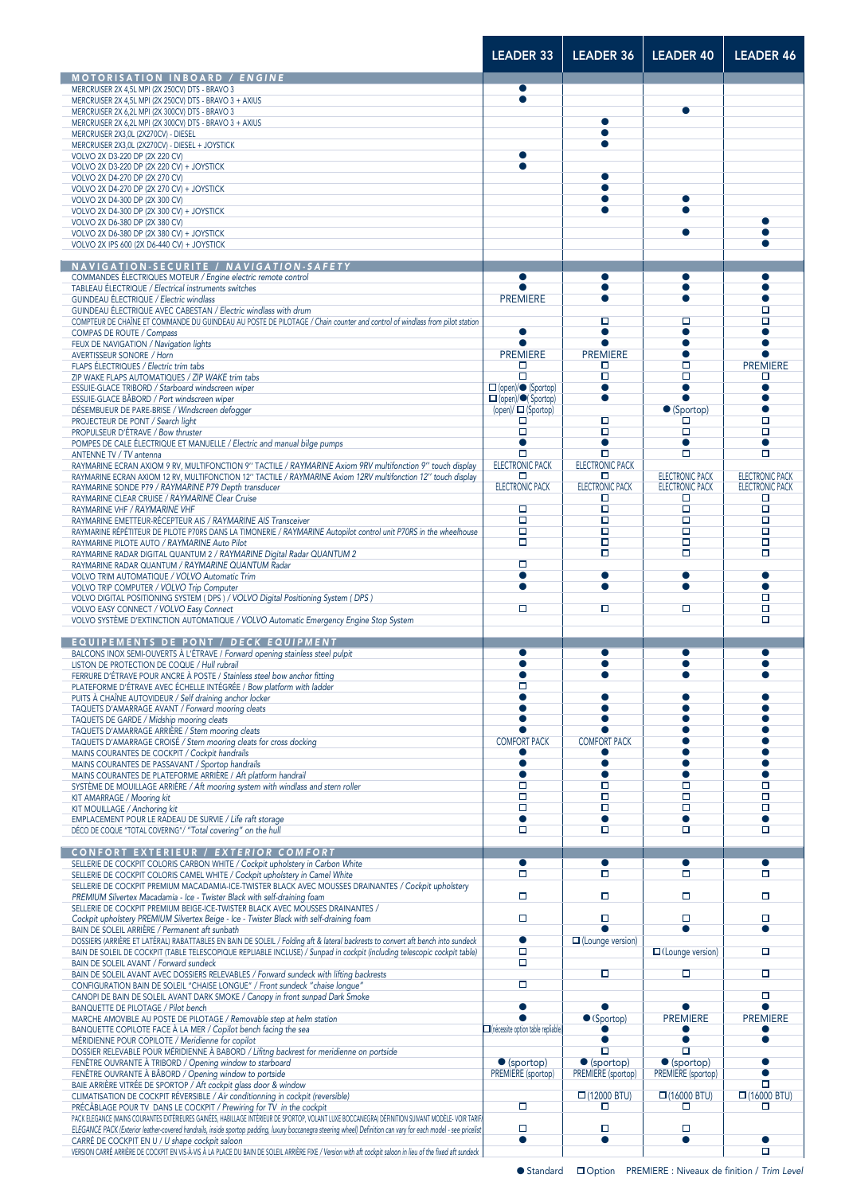| | LEADER 33 | LEADER 36 | LEADER 40 | LEADER 46 |
|---|---|---|---|---|
| **MOTORISATION INBOARD / *ENGINE*** | | | | |
| MERCRUISER 2X 4,5L MPI (2X 250CV) DTS - BRAVO 3 | ● | | | |
| MERCRUISER 2X 4,5L MPI (2X 250CV) DTS - BRAVO 3 + AXIUS | ● | | | |
| MERCRUISER 2X 6,2L MPI (2X 300CV) DTS - BRAVO 3 | | | ● | |
| MERCRUISER 2X 6,2L MPI (2X 300CV) DTS - BRAVO 3 + AXIUS | | ● | | |
| MERCRUISER 2X3,0L (2X270CV) - DIESEL | | ● | | |
| MERCRUISER 2X3,0L (2X270CV) - DIESEL + JOYSTICK | | ● | | |
| VOLVO 2X D3-220 DP (2X 220 CV) | ● | | | |
| VOLVO 2X D3-220 DP (2X 220 CV) + JOYSTICK | ● | | | |
| VOLVO 2X D4-270 DP (2X 270 CV) | | ● | | |
| VOLVO 2X D4-270 DP (2X 270 CV) + JOYSTICK | | ● | | |
| VOLVO 2X D4-300 DP (2X 300 CV) | | ● | ● | |
| VOLVO 2X D4-300 DP (2X 300 CV) + JOYSTICK | | ● | ● | |
| VOLVO 2X D6-380 DP (2X 380 CV) | | | | ● |
| VOLVO 2X D6-380 DP (2X 380 CV) + JOYSTICK | | | ● | ● |
| VOLVO 2X IPS 600 (2X D6-440 CV) + JOYSTICK | | | | ● |
| **NAVIGATION-SECURITE / *NAVIGATION-SAFETY*** | | | | |
| COMMANDES ÉLECTRIQUES MOTEUR / *Engine electric remote control* | ● | ● | ● | ● |
| TABLEAU ÉLECTRIQUE / *Electrical instruments switches* | ● | ● | ● | ● |
| GUINDEAU ÉLECTRIQUE / *Electric windlass* | PREMIERE | ● | ● | ● |
| GUINDEAU ÉLECTRIQUE AVEC CABESTAN / *Electric windlass with drum* | | | | □ |
| COMPTEUR DE CHAÎNE ET COMMANDE DU GUINDEAU AU POSTE DE PILOTAGE / *Chain counter and control of windlass from pilot station* | | □ | □ | □ |
| COMPAS DE ROUTE / *Compass* | ● | ● | ● | ● |
| FEUX DE NAVIGATION / *Navigation lights* | ● | ● | ● | ● |
| AVERTISSEUR SONORE / *Horn* | PREMIERE | PREMIERE | ● | ● |
| FLAPS ÉLECTRIQUES / *Electric trim tabs* | □ | □ | □ | PREMIERE |
| ZIP WAKE FLAPS AUTOMATIQUES / *ZIP WAKE trim tabs* | □ | □ | □ | □ |
| ESSUIE-GLACE TRIBORD / *Starboard windscreen wiper* | □ (open)/● (Sportop) | ● | ● | ● |
| ESSUIE-GLACE BÂBORD / *Port windscreen wiper* | □ (open)/● (Sportop) | ● | ● | ● |
| DÉSEMBUEUR DE PARE-BRISE / *Windscreen defogger* | (open)/ □ (Sportop) | | ● (Sportop) | ● |
| PROJECTEUR DE PONT / *Search light* | □ | □ | □ | □ |
| PROPULSEUR D'ÉTRAVE / *Bow thruster* | □ | □ | □ | □ |
| POMPES DE CALE ÉLECTRIQUE ET MANUELLE / *Electric and manual bilge pumps* | ● | ● | ● | ● |
| ANTENNE TV / *TV antenna* | □ | □ | □ | □ |
| RAYMARINE ECRAN AXIOM 9 RV, MULTIFONCTION 9'' TACTILE / *RAYMARINE Axiom 9RV multifonction 9'' touch display* | ELECTRONIC PACK | ELECTRONIC PACK | | |
| RAYMARINE ECRAN AXIOM 12 RV, MULTIFONCTION 12'' TACTILE / *RAYMARINE Axiom 12RV multifonction 12'' touch display* | □ | □ | ELECTRONIC PACK | ELECTRONIC PACK |
| RAYMARINE SONDE P79 / *RAYMARINE P79 Depth transducer* | ELECTRONIC PACK | ELECTRONIC PACK | ELECTRONIC PACK | ELECTRONIC PACK |
| RAYMARINE CLEAR CRUISE / *RAYMARINE Clear Cruise* | | □ | □ | □ |
| RAYMARINE VHF / *RAYMARINE VHF* | □ | □ | □ | □ |
| RAYMARINE EMETTEUR-RÉCEPTEUR AIS / *RAYMARINE AIS Transceiver* | □ | □ | □ | □ |
| RAYMARINE RÉPÉTITEUR DE PILOTE P70RS DANS LA TIMONERIE / *RAYMARINE Autopilot control unit P70RS in the wheelhouse* | □ | □ | □ | □ |
| RAYMARINE PILOTE AUTO / *RAYMARINE Auto Pilot* | □ | □ | □ | □ |
| RAYMARINE RADAR DIGITAL QUANTUM 2 / *RAYMARINE Digital Radar QUANTUM 2* | | □ | □ | □ |
| RAYMARINE RADAR QUANTUM / *RAYMARINE QUANTUM Radar* | □ | | | |
| VOLVO TRIM AUTOMATIQUE / *VOLVO Automatic Trim* | ● | ● | ● | ● |
| VOLVO TRIP COMPUTER / *VOLVO Trip Computer* | ● | ● | ● | ● |
| VOLVO DIGITAL POSITIONING SYSTEM ( DPS ) / *VOLVO Digital Positioning System ( DPS )* | | | | □ |
| VOLVO EASY CONNECT / *VOLVO Easy Connect* | □ | □ | □ | □ |
| VOLVO SYSTÈME D'EXTINCTION AUTOMATIQUE / *VOLVO Automatic Emergency Engine Stop System* | | | | □ |
| **EQUIPEMENTS DE PONT / *DECK EQUIPMENT*** | | | | |
| BALCONS INOX SEMI-OUVERTS À L'ÉTRAVE / *Forward opening stainless steel pulpit* | ● | ● | ● | ● |
| LISTON DE PROTECTION DE COQUE / *Hull rubrail* | ● | ● | ● | ● |
| FERRURE D'ÉTRAVE POUR ANCRE À POSTE / *Stainless steel bow anchor fitting* | ● | ● | ● | ● |
| PLATEFORME D'ÉTRAVE AVEC ÉCHELLE INTÉGRÉE / *Bow platform with ladder* | □ | | | |
| PUITS À CHAÎNE AUTOVIDEUR / *Self draining anchor locker* | ● | ● | ● | ● |
| TAQUETS D'AMARRAGE AVANT / *Forward mooring cleats* | ● | ● | ● | ● |
| TAQUETS DE GARDE / *Midship mooring cleats* | ● | ● | ● | ● |
| TAQUETS D'AMARRAGE ARRIÈRE / *Stern mooring cleats* | ● | ● | ● | ● |
| TAQUETS D'AMARRAGE CROISÉ / *Stern mooring cleats for cross docking* | COMFORT PACK | COMFORT PACK | ● | ● |
| MAINS COURANTES DE COCKPIT / *Cockpit handrails* | ● | ● | ● | ● |
| MAINS COURANTES DE PASSAVANT / *Sportop handrails* | ● | ● | ● | ● |
| MAINS COURANTES DE PLATEFORME ARRIÈRE / *Aft platform handrail* | ● | ● | ● | ● |
| SYSTÈME DE MOUILLAGE ARRIÈRE / *Aft mooring system with windlass and stern roller* | □ | □ | □ | □ |
| KIT AMARRAGE / *Mooring kit* | □ | □ | □ | □ |
| KIT MOUILLAGE / *Anchoring kit* | □ | □ | □ | □ |
| EMPLACEMENT POUR LE RADEAU DE SURVIE / *Life raft storage* | ● | ● | ● | ● |
| DÉCO DE COQUE "TOTAL COVERING"/ *"Total covering" on the hull* | □ | □ | □ | □ |
| **CONFORT EXTERIEUR / *EXTERIOR COMFORT*** | | | | |
| SELLERIE DE COCKPIT COLORIS CARBON WHITE / *Cockpit upholstery in Carbon White* | ● | ● | ● | ● |
| SELLERIE DE COCKPIT COLORIS CAMEL WHITE / *Cockpit upholstery in Camel White* | □ | □ | □ | □ |
| SELLERIE DE COCKPIT PREMIUM MACADAMIA-ICE-TWISTER BLACK AVEC MOUSSES DRAINANTES / *Cockpit upholstery PREMIUM Silvertex Macadamia - Ice - Twister Black with self-draining foam* | □ | □ | □ | □ |
| SELLERIE DE COCKPIT PREMIUM BEIGE-ICE-TWISTER BLACK AVEC MOUSSES DRAINANTES / *Cockpit upholstery PREMIUM Silvertex Beige - Ice - Twister Black with self-draining foam* | □ | □ | □ | □ |
| BAIN DE SOLEIL ARRIÈRE / *Permanent aft sunbath* | | ● | ● | ● |
| DOSSIERS (ARRIÈRE ET LATÉRAL) RABATTABLES EN BAIN DE SOLEIL / *Folding aft & lateral backrests to convert aft bench into sundeck* | ● | □ (Lounge version) | | |
| BAIN DE SOLEIL DE COCKPIT (TABLE TELESCOPIQUE REPLIABLE INCLUSE) / *Sunpad in cockpit (including telescopic cockpit table)* | □ | | □ (Lounge version) | □ |
| BAIN DE SOLEIL AVANT / *Forward sundeck* | □ | | | |
| BAIN DE SOLEIL AVANT AVEC DOSSIERS RELEVABLES / *Forward sundeck with lifting backrests* | | □ | □ | □ |
| CONFIGURATION BAIN DE SOLEIL "CHAISE LONGUE" / *Front sundeck "chaise longue"* | □ | | | |
| CANOPI DE BAIN DE SOLEIL AVANT DARK SMOKE / *Canopy in front sunpad Dark Smoke* | | | | □ |
| BANQUETTE DE PILOTAGE / *Pilot bench* | ● | ● | ● | ● |
| MARCHE AMOVIBLE AU POSTE DE PILOTAGE / *Removable step at helm station* | ● | ● (Sportop) | PREMIERE | PREMIERE |
| BANQUETTE COPILOTE FACE À LA MER / *Copilot bench facing the sea* | □ (nécessite option table repliable) | ● | ● | ● |
| MÉRIDIENNE POUR COPILOTE / *Meridienne for copilot* | | ● | ● | ● |
| DOSSIER RELEVABLE POUR MÉRIDIENNE À BÂBORD / *Lifitng backrest for meridienne on portside* | | □ | □ | |
| FENÊTRE OUVRANTE À TRIBORD / *Opening window to starboard* | ● (sportop) | ● (sportop) | ● (sportop) | ● |
| FENÊTRE OUVRANTE À BÂBORD / *Opening window to portside* | PREMIERE (sportop) | PREMIERE (sportop) | PREMIERE (sportop) | ● |
| BAIE ARRIÈRE VITRÉE DE SPORTOP / *Aft cockpit glass door & window* | | | | □ |
| CLIMATISATION DE COCKPIT RÉVERSIBLE / *Air conditionning in cockpit (reversible)* | | □ (12000 BTU) | □ (16000 BTU) | □ (16000 BTU) |
| PRÉCÂBLAGE POUR TV DANS LE COCKPIT / *Prewiring for TV in the cockpit* | □ | □ | □ | □ |
| PACK ELEGANCE (MAINS COURANTES EXTÉRIEURES GAINÉES, HABILLAGE INTÉRIEUR DE SPORTOP, VOLANT LUXE BOCCANEGRA) DÉFINITION SUIVANT MODÈLE- VOIR TARIF / *ELEGANCE PACK (Exterior leather-covered handrails, inside sportop padding, luxury boccanegra steering wheel) Definition can vary for each model - see pricelist* | □ | □ | □ | |
| CARRÉ DE COCKPIT EN U / *U shape cockpit saloon* | ● | ● | ● | ● |
| VERSION CARRÉ ARRIÈRE DE COCKPIT EN VIS-À-VIS À LA PLACE DU BAIN DE SOLEIL ARRIÈRE FIXE / *Version with aft cockpit saloon in lieu of the fixed aft sundeck* | | | | □ |

● Standard □ Option PREMIERE : Niveaux de finition / *Trim Level*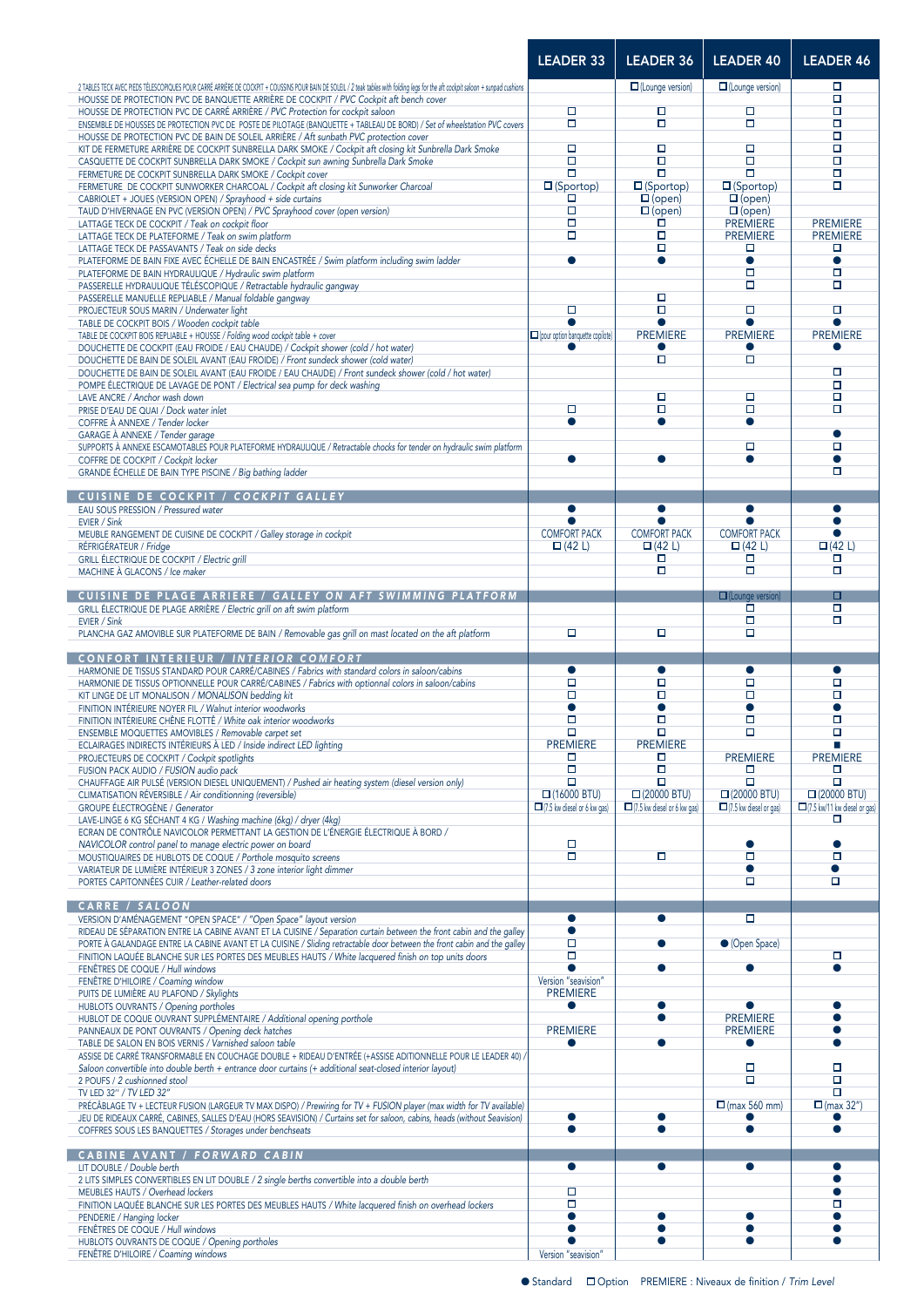| | LEADER 33 | LEADER 36 | LEADER 40 | LEADER 46 |
|---|---|---|---|---|
| 2 TABLES TECK AVEC PIEDS TÉLESCOPIQUES POUR CARRÉ ARRIÈRE DE COCKPIT + COUSSINS POUR BAIN DE SOLEIL / 2 teak tables with folding legs for the aft cockpit saloon + sunpad cushions | | ☐ (Lounge version) | ☐ (Lounge version) | ☐ |
| HOUSSE DE PROTECTION PVC DE BANQUETTE ARRIÈRE DE COCKPIT / *PVC Cockpit aft bench cover* | | | | ☐ |
| HOUSSE DE PROTECTION PVC DE CARRÉ ARRIÈRE / *PVC Protection for cockpit saloon* | ☐ | ☐ | ☐ | ☐ |
| ENSEMBLE DE HOUSSES DE PROTECTION PVC DE POSTE DE PILOTAGE (BANQUETTE + TABLEAU DE BORD) / *Set of wheelstation PVC covers* | ☐ | ☐ | ☐ | ☐ |
| HOUSSE DE PROTECTION PVC DE BAIN DE SOLEIL ARRIÈRE / *Aft sunbath PVC protection cover* | | | | ☐ |
| KIT DE FERMETURE ARRIÈRE DE COCKPIT SUNBRELLA DARK SMOKE / *Cockpit aft closing kit Sunbrella Dark Smoke* | ☐ | ☐ | ☐ | ☐ |
| CASQUETTE DE COCKPIT SUNBRELLA DARK SMOKE / *Cockpit sun awning Sunbrella Dark Smoke* | ☐ | ☐ | ☐ | ☐ |
| FERMETURE DE COCKPIT SUNBRELLA DARK SMOKE / *Cockpit cover* | ☐ | ☐ | ☐ | ☐ |
| FERMETURE DE COCKPIT SUNWORKER CHARCOAL / *Cockpit aft closing kit Sunworker Charcoal* | ☐ (Sportop) | ☐ (Sportop) | ☐ (Sportop) | ☐ |
| CABRIOLET + JOUES (VERSION OPEN) / *Sprayhood + side curtains* | ☐ | ☐ (open) | ☐ (open) | |
| TAUD D'HIVERNAGE EN PVC (VERSION OPEN) / *PVC Sprayhood cover (open version)* | ☐ | ☐ (open) | ☐ (open) | |
| LATTAGE TECK DE COCKPIT / *Teak on cockpit floor* | ☐ | ☐ | PREMIERE | PREMIERE |
| LATTAGE TECK DE PLATEFORME / *Teak on swim platform* | ☐ | ☐ | PREMIERE | PREMIERE |
| LATTAGE TECK DE PASSAVANTS / *Teak on side decks* | | ☐ | ☐ | ☐ |
| PLATEFORME DE BAIN FIXE AVEC ÉCHELLE DE BAIN ENCASTRÉE / *Swim platform including swim ladder* | ● | ● | ● | ● |
| PLATEFORME DE BAIN HYDRAULIQUE / *Hydraulic swim platform* | | | ☐ | ☐ |
| PASSERELLE HYDRAULIQUE TÉLÉSCOPIQUE / *Retractable hydraulic gangway* | | | ☐ | ☐ |
| PASSERELLE MANUELLE REPLIABLE / *Manual foldable gangway* | | ☐ | | |
| PROJECTEUR SOUS MARIN / *Underwater light* | ☐ | ☐ | ☐ | ☐ |
| TABLE DE COCKPIT BOIS / *Wooden cockpit table* | ● | ● | ● | ● |
| TABLE DE COCKPIT BOIS REPLIABLE + HOUSSE / *Folding wood cockpit table + cover* | ☐ (pour option banquette copilote) | PREMIERE | PREMIERE | PREMIERE |
| DOUCHETTE DE COCKPIT (EAU FROIDE / EAU CHAUDE) / *Cockpit shower (cold / hot water)* | ● | ● | ● | ● |
| DOUCHETTE DE BAIN DE SOLEIL AVANT (EAU FROIDE) / *Front sundeck shower (cold water)* | | ☐ | ☐ | |
| DOUCHETTE DE BAIN DE SOLEIL AVANT (EAU FROIDE / EAU CHAUDE) / *Front sundeck shower (cold / hot water)* | | | | ☐ |
| POMPE ÉLECTRIQUE DE LAVAGE DE PONT / *Electrical sea pump for deck washing* | | | | ☐ |
| LAVE ANCRE / *Anchor wash down* | | ☐ | ☐ | ☐ |
| PRISE D'EAU DE QUAI / *Dock water inlet* | ☐ | ☐ | ☐ | ☐ |
| COFFRE À ANNEXE / *Tender locker* | ● | ● | ● | |
| GARAGE À ANNEXE / *Tender garage* | | | | ● |
| SUPPORTS À ANNEXE ESCAMOTABLES POUR PLATEFORME HYDRAULIQUE / *Retractable chocks for tender on hydraulic swim platform* | | | ☐ | ☐ |
| COFFRE DE COCKPIT / *Cockpit locker* | ● | ● | ● | ● |
| GRANDE ÉCHELLE DE BAIN TYPE PISCINE / *Big bathing ladder* | | | | ☐ |
| **CUISINE DE COCKPIT / *COCKPIT GALLEY*** | | | | |
| EAU SOUS PRESSION / *Pressured water* | ● | ● | ● | ● |
| EVIER / *Sink* | ● | ● | ● | ● |
| MEUBLE RANGEMENT DE CUISINE DE COCKPIT / *Galley storage in cockpit* | COMFORT PACK | COMFORT PACK | COMFORT PACK | ● |
| RÉFRIGÉRATEUR / *Fridge* | ☐ (42 L) | ☐ (42 L) | ☐ (42 L) | ☐ (42 L) |
| GRILL ÉLECTRIQUE DE COCKPIT / *Electric grill* | | ☐ | ☐ | ☐ |
| MACHINE À GLAÇONS / *Ice maker* | | ☐ | ☐ | ☐ |
| **CUISINE DE PLAGE ARRIERE / *GALLEY ON AFT SWIMMING PLATFORM*** | | | ☐ (Lounge version) | ☐ |
| GRILL ÉLECTRIQUE DE PLAGE ARRIÈRE / *Electric grill on aft swim platform* | | | ☐ | ☐ |
| EVIER / *Sink* | | | ☐ | ☐ |
| PLANCHA GAZ AMOVIBLE SUR PLATEFORME DE BAIN / *Removable gas grill on mast located on the aft platform* | ☐ | ☐ | ☐ | |
| **CONFORT INTERIEUR / *INTERIOR COMFORT*** | | | | |
| HARMONIE DE TISSUS STANDARD POUR CARRÉ/CABINES / *Fabrics with standard colors in saloon/cabins* | ● | ● | ● | ● |
| HARMONIE DE TISSUS OPTIONNELLE POUR CARRÉ/CABINES / *Fabrics with optionnal colors in saloon/cabins* | ☐ | ☐ | ☐ | ☐ |
| KIT LINGE DE LIT MONALISON / *MONALISON bedding kit* | ☐ | ☐ | ☐ | ☐ |
| FINITION INTÉRIEURE NOYER FIL / *Walnut interior woodworks* | ● | ● | ● | ● |
| FINITION INTÉRIEURE CHÊNE FLOTTÉ / *White oak interior woodworks* | ☐ | ☐ | ☐ | ☐ |
| ENSEMBLE MOQUETTES AMOVIBLES / *Removable carpet set* | ☐ | ☐ | ☐ | ☐ |
| ECLAIRAGES INDIRECTS INTÉRIEURS À LED / *Inside indirect LED lighting* | PREMIERE | PREMIERE | | ■ |
| PROJECTEURS DE COCKPIT / *Cockpit spotlights* | ☐ | ☐ | PREMIERE | PREMIERE |
| FUSION PACK AUDIO / *FUSION audio pack* | ☐ | ☐ | ☐ | ☐ |
| CHAUFFAGE AIR PULSÉ (VERSION DIESEL UNIQUEMENT) / *Pushed air heating system (diesel version only)* | ☐ | ☐ | ☐ | ☐ |
| CLIMATISATION RÉVERSIBLE / *Air conditioning (reversible)* | ☐ (16000 BTU) | ☐ (20000 BTU) | ☐ (20000 BTU) | ☐ (20000 BTU) |
| GROUPE ÉLECTROGÈNE / *Generator* | ☐ (7.5 kw diesel or 6 kw gas) | ☐ (7.5 kw diesel or 6 kw gas) | ☐ (7.5 kw diesel or gas) | ☐ (7.5 kw/11 kw diesel or gas) |
| LAVE-LINGE 6 KG SÉCHANT 4 KG / *Washing machine (6kg) / dryer (4kg)* | | | | ☐ |
| ECRAN DE CONTRÔLE NAVICOLOR PERMETTANT LA GESTION DE L'ÉNERGIE ÉLECTRIQUE À BORD / *NAVICOLOR control panel to manage electric power on board* | ☐ | | ● | ● |
| MOUSTIQUAIRES DE HUBLOTS DE COQUE / *Porthole mosquito screens* | ☐ | ☐ | ☐ | ☐ |
| VARIATEUR DE LUMIÈRE INTÉRIEUR 3 ZONES / *3 zone interior light dimmer* | | | ● | ● |
| PORTES CAPITONNÉES CUIR / *Leather-related doors* | | | ☐ | ☐ |
| **CARRE / *SALOON*** | | | | |
| VERSION D'AMÉNAGEMENT "OPEN SPACE" / *"Open Space" layout version* | ● | ● | ☐ | |
| RIDEAU DE SÉPARATION ENTRE LA CABINE AVANT ET LA CUISINE / *Separation curtain between the front cabin and the galley* | ● | | | |
| PORTE À GALANDAGE ENTRE LA CABINE AVANT ET LA CUISINE / *Sliding retractable door between the front cabin and the galley* | ☐ | ● | ● (Open Space) | |
| FINITION LAQUÉE BLANCHE SUR LES PORTES DES MEUBLES HAUTS / *White lacquered finish on top units doors* | ☐ | | | ☐ |
| FENÊTRES DE COQUE / *Hull windows* | ● | ● | ● | ● |
| FENÊTRE D'HILOIRE / *Coaming window* | Version "seavision" | | | |
| PUITS DE LUMIÈRE AU PLAFOND / *Skylights* | PREMIERE | | | |
| HUBLOTS OUVRANTS / *Opening portholes* | ● | ● | ● | ● |
| HUBLOT DE COQUE OUVRANT SUPPLÉMENTAIRE / *Additional opening porthole* | | ● | PREMIERE | ● |
| PANNEAUX DE PONT OUVRANTS / *Opening deck hatches* | PREMIERE | | PREMIERE | ● |
| TABLE DE SALON EN BOIS VERNIS / *Varnished saloon table* | ● | ● | ● | ● |
| ASSISE DE CARRÉ TRANSFORMABLE EN COUCHAGE DOUBLE + RIDEAU D'ENTRÉE (+ASSISE ADITIONNELLE POUR LE LEADER 40) / *Saloon convertible into double berth + entrance door curtains (+ additional seat-closed interior layout)* | | | ☐ | ☐ |
| 2 POUFS / *2 cushioned stool* | | | ☐ | ☐ |
| TV LED 32'' / *TV LED 32"* | | | | ☐ |
| PRÉCÂBLAGE TV + LECTEUR FUSION (LARGEUR TV MAX DISPO) / *Prewiring for TV + FUSION player (max width for TV available)* | | | ☐ (max 560 mm) | ☐ (max 32") |
| JEU DE RIDEAUX CARRÉ, CABINES, SALLES D'EAU (HORS SEAVISION) / *Curtains set for saloon, cabins, heads (without Seavision)* | ● | ● | ● | ● |
| COFFRES SOUS LES BANQUETTES / *Storages under benchseats* | ● | ● | ● | ● |
| **CABINE AVANT / *FORWARD CABIN*** | | | | |
| LIT DOUBLE / *Double berth* | ● | ● | ● | ● |
| 2 LITS SIMPLES CONVERTIBLES EN LIT DOUBLE / *2 single berths convertible into a double berth* | | | | ● |
| MEUBLES HAUTS / *Overhead lockers* | ☐ | | | ● |
| FINITION LAQUÉE BLANCHE SUR LES PORTES DES MEUBLES HAUTS / *White lacquered finish on overhead lockers* | ☐ | | | ☐ |
| PENDERIE / *Hanging locker* | ● | ● | ● | ● |
| FENÊTRES DE COQUE / *Hull windows* | ● | ● | ● | ● |
| HUBLOTS OUVRANTS DE COQUE / *Opening portholes* | ● | ● | ● | ● |
| FENÊTRE D'HILOIRE / *Coaming windows* | Version "seavision" | | | |

● Standard ☐ Option PREMIERE : Niveaux de finition / *Trim Level*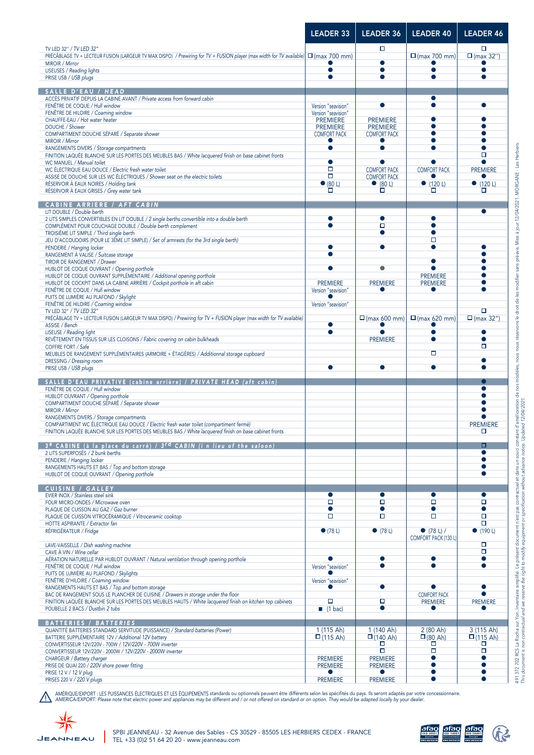| | LEADER 33 | LEADER 36 | LEADER 40 | LEADER 46 |
|---|---|---|---|---|
| TV LED 32'' / *TV LED 32''* | | □ | | □ |
| PRÉCÂBLAGE TV + LECTEUR FUSION (LARGEUR TV MAX DISPO) / *Prewiring for TV + FUSION player (max width for TV available)* | □ (max 700 mm) | | □ (max 700 mm) | □ (max 32'') |
| MIROIR / *Mirror* | ● | ● | ● | ● |
| LISEUSES / *Reading lights* | ● | ● | ● | ● |
| PRISE USB / *USB plugs* | ● | ● | ● | ● |
| **SALLE D'EAU / HEAD** | | | | |
| ACCÈS PRIVATIF DEPUIS LA CABINE AVANT / *Private access from forward cabin* | | | ● | |
| FENÊTRE DE COQUE / *Hull window* | Version "seavision" | ● | ● | ● |
| FENÊTRE DE HILOIRE / *Coaming window* | Version "seavision" | | | |
| CHAUFFE-EAU / *Hot water heater* | PREMIERE | PREMIERE | ● | ● |
| DOUCHE / *Shower* | PREMIERE | PREMIERE | ● | ● |
| COMPARTIMENT DOUCHE SÉPARÉ / *Separate shower* | COMFORT PACK | COMFORT PACK | ● | ● |
| MIROIR / *Mirror* | ● | ● | ● | ● |
| RANGEMENTS DIVERS / *Storage compartments* | ● | ● | ● | ● |
| FINITION LAQUÉE BLANCHE SUR LES PORTES DES MEUBLES BAS / *White lacquered finish on base cabinet fronts* | | | | □ |
| WC MANUEL / *Manual toilet* | ● | ● | ● | ● |
| WC ÉLECTRIQUE EAU DOUCE / *Electric fresh water toilet* | □ | COMFORT PACK | COMFORT PACK | PREMIERE |
| ASSISE DE DOUCHE SUR LES WC ÉLECTRIQUES / *Shower seat on the electric toilets* | □ | COMFORT PACK | ● | ● |
| RÉSERVOIR À EAUX NOIRES / *Holding tank* | ● (80 L) | ● (80 L) | ● (120 L) | ● (120 L) |
| RÉSERVOIR À EAUX GRISES / *Grey water tank* | □ | □ | □ | □ |
| **CABINE ARRIERE / AFT CABIN** | | | | |
| LIT DOUBLE / *Double berth* | | | | ● |
| 2 LITS SIMPLES CONVERTIBLES EN LIT DOUBLE / *2 single berths convertible into a double berth* | ● | ● | ● | |
| COMPLÉMENT POUR COUCHAGE DOUBLE / *Double berth complement* | ● | □ | ● | |
| TROISIÈME LIT SIMPLE / *Third single berth* | | ● | ● | |
| JEU D'ACCOUDOIRS (POUR LE 3ÈME LIT SIMPLE) / *Set of armrests (for the 3rd single berth)* | | | □ | |
| PENDERIE / *Hanging locker* | ● | ● | ● | ● |
| RANGEMENT À VALISE / *Suitcase storage* | ● | | | ● |
| TIROIR DE RANGEMENT / *Drawer* | | | ● | ● |
| HUBLOT DE COQUE OUVRANT / *Opening porthole* | ● | ● | ● | ● |
| HUBLOT DE COQUE OUVRANT SUPPLÉMENTAIRE / *Additional opening porthole* | | | PREMIERE | ● |
| HUBLOT DE COCKPIT DANS LA CABINE ARRIÈRE / *Cockpit porthole in aft cabin* | PREMIERE | PREMIERE | PREMIERE | ● |
| FENÊTRE DE COQUE / *Hull window* | Version "seavision" | ● | ● | ● |
| PUITS DE LUMIÈRE AU PLAFOND / *Skylight* | ● | | | |
| FENÊTRE DE HILOIRE / *Coaming window* | Version "seavision" | | | |
| TV LED 32'' / *TV LED 32''* | | | | □ |
| PRÉCÂBLAGE TV + LECTEUR FUSION (LARGEUR TV MAX DISPO) / *Prewiring for TV + FUSION player (max width for TV available)* | | □ (max 600 mm) | □ (max 620 mm) | □ (max 32'') |
| ASSISE / *Bench* | ● | ● | ● | |
| LISEUSE / *Reading light* | ● | ● | ● | ● |
| REVÊTEMENT EN TISSUS SUR LES CLOISONS / *Fabric covering on cabin bulkheads* | | PREMIERE | ● | ● |
| COFFRE FORT / *Safe* | | | | □ |
| MEUBLES DE RANGEMENT SUPPLÉMENTAIRES (ARMOIRE + ÉTAGÈRES) / *Additionnal storage cupboard* | | | □ | |
| DRESSING / *Dressing room* | | | | ● |
| PRISE USB / *USB plugs* | ● | ● | ● | ● |
| **SALLE D'EAU PRIVATIVE (cabine arrière) / PRIVATE HEAD (aft cabin)** | | | | ● |
| FENÊTRE DE COQUE / *Hull window* | | | | ● |
| HUBLOT OUVRANT / *Opening porthole* | | | | ● |
| COMPARTIMENT DOUCHE SÉPARÉ / *Separate shower* | | | | ● |
| MIROIR / *Mirror* | | | | ● |
| RANGEMENTS DIVERS / *Storage compartments* | | | | ● |
| COMPARTIMENT WC ÉLECTRIQUE EAU DOUCE / *Electric fresh water toilet (compartiment fermé)* | | | | PREMIERE |
| FINITION LAQUÉE BLANCHE SUR LES PORTES DES MEUBLES BAS / *White lacquered finish on base cabinet fronts* | | | | □ |
| **3e CABINE (à la place du carré) / 3rd CABIN (in lieu of the saloon)** | | | | □ |
| 2 LITS SUPERPOSÉS / *2 bunk berths* | | | | ● |
| PENDERIE / *Hanging locker* | | | | ● |
| RANGEMENTS HAUTS ET BAS / *Top and bottom storage* | | | | ● |
| HUBLOT DE COQUE OUVRANT / *Opening porthole* | | | | ● |
| **CUISINE / GALLEY** | | | | |
| EVIER INOX / *Stainless steel sink* | ● | ● | ● | ● |
| FOUR MICRO-ONDES / *Microwave oven* | □ | □ | □ | □ |
| PLAQUE DE CUISSON AU GAZ / *Gaz burner* | ● | ● | ● | ● |
| PLAQUE DE CUISSON VITROCÉRAMIQUE / *Vitroceramic cooktop* | □ | □ | □ | □ |
| HOTTE ASPIRANTE / *Extractor fan* | | | | □ |
| RÉFRIGÉRATEUR / *Fridge* | ● (78 L) | ● (78 L) | ● (78 L) / COMFORT PACK (130 L) | ● (190 L) |
| LAVE-VAISSELLE / *Dish washing machine* | | | | □ |
| CAVE À VIN / *Wine cellar* | | | | □ |
| AÉRATION NATURELLE PAR HUBLOT OUVRANT / *Natural ventilation through opening porthole* | ● | ● | ● | ● |
| FENÊTRE DE COQUE / *Hull window* | Version "seavision" | ● | ● | ● |
| PUITS DE LUMIÈRE AU PLAFOND / *Skylights* | ● | | | |
| FENÊTRE D'HILOIRE / *Coaming window* | Version "seavision" | | | |
| RANGEMENTS HAUTS ET BAS / *Top and bottom storage* | ● | ● | ● | ● |
| BAC DE RANGEMENT SOUS LE PLANCHER DE CUISINE / *Drawers in storage under the floor* | | | COMFORT PACK | ● |
| FINITION LAQUÉE BLANCHE SUR LES PORTES DES MEUBLES HAUTS / *White lacquered finish on kitchen top cabinets* | □ | □ | PREMIERE | PREMIERE |
| POUBELLE 2 BACS / *Dustbin 2 tubs* | ■ (1 bac) | ● | ● | ● |
| **BATTERIES / BATTERIES** | | | | |
| QUANTITÉ BATTERIES STANDARD SERVITUDE (PUISSANCE) / *Standard batteries (Power)* | 1 (115 Ah) | 1 (140 Ah) | 2 (80 Ah) | 3 (115 Ah) |
| BATTERIE SUPPLÉMENTAIRE 12V / *Additional 12V battery* | □ (115 Ah) | □ (140 Ah) | □ (80 Ah) | □ (115 Ah) |
| CONVERTISSEUR 12V/220V - 700W / *12V/220V - 700W inverter* | | □ | □ | □ |
| CONVERTISSEUR 12V/220V - 2000W / *12V/220V - 2000W inverter* | | □ | □ | □ |
| CHARGEUR / *Battery charger* | PREMIERE | PREMIERE | ● | ● |
| PRISE DE QUAI 220 / *220V shore power fitting* | PREMIERE | PREMIERE | ● | ● |
| PRISE 12 V / *12 V plug* | ● | ● | ● | ● |
| PRISES 220 V / *220 V plugs* | PREMIERE | PREMIERE | ● | ● |

⚠ AMÉRIQUE/EXPORT : LES PUISSANCES ÉLECTRIQUES ET LES ÉQUIPEMENTS standards ou optionnels peuvent être différents selon les spécifités du pays. Ils seront adaptés par votre concessionnaire.
*AMERICA/EXPORT: Please note that electric power and appliances may be different and / or not offered on standard or on option. They would be adapted locally by your dealer.*

JEANNEAU

SPBI JEANNEAU - 32 Avenue des Sables - CS 30529 - 85505 LES HERBIERS CEDEX - FRANCE
TEL +33 (0)2 51 64 20 20 - www.jeanneau.com

491 372 702 RCS La Roche sur Yon. Inventaire simplifié. Le présent document n'est pas contractuel et dans un souci constant d'amélioration de nos modèles, nous nous réservons le droit de les modifier sans préavis. Mise à jour 12/04/2021. MORGANE - Les Herbiers.
*This document is non contractual and we reserve the right to modify equipment or specification without advance notice. Updated 12/04/2021.*